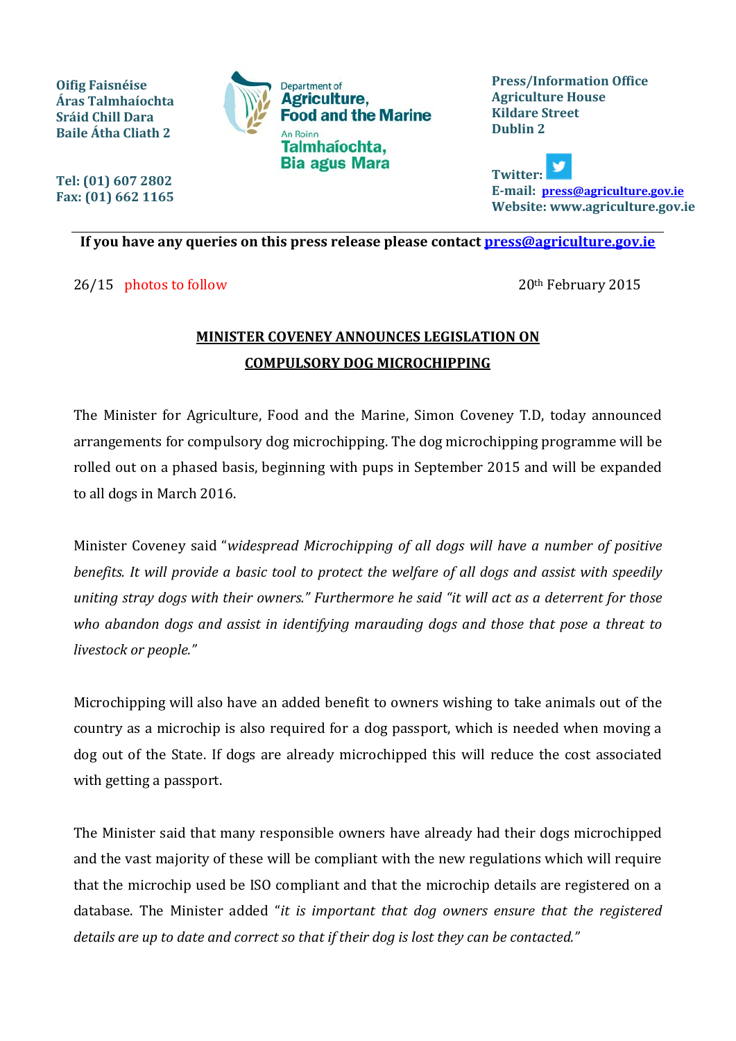**Oifig Faisnéise**
**Áras Talmhaíochta**
**Sráid Chill Dara**
**Baile Átha Cliath 2**

**Tel: (01) 607 2802**
**Fax: (01) 662 1165**

Department of **Agriculture, Food and the Marine**
An Roinn **Talmhaíochta, Bia agus Mara**

**Press/Information Office**
**Agriculture House**
**Kildare Street**
**Dublin 2**

**Twitter:**
**E-mail: press@agriculture.gov.ie**
**Website: www.agriculture.gov.ie**

---

**If you have any queries on this press release please contact press@agriculture.gov.ie**

26/15 photos to follow

20th February 2015

## MINISTER COVENEY ANNOUNCES LEGISLATION ON COMPULSORY DOG MICROCHIPPING

The Minister for Agriculture, Food and the Marine, Simon Coveney T.D, today announced arrangements for compulsory dog microchipping. The dog microchipping programme will be rolled out on a phased basis, beginning with pups in September 2015 and will be expanded to all dogs in March 2016.

Minister Coveney said "*widespread Microchipping of all dogs will have a number of positive benefits. It will provide a basic tool to protect the welfare of all dogs and assist with speedily uniting stray dogs with their owners." Furthermore he said "it will act as a deterrent for those who abandon dogs and assist in identifying marauding dogs and those that pose a threat to livestock or people."*

Microchipping will also have an added benefit to owners wishing to take animals out of the country as a microchip is also required for a dog passport, which is needed when moving a dog out of the State. If dogs are already microchipped this will reduce the cost associated with getting a passport.

The Minister said that many responsible owners have already had their dogs microchipped and the vast majority of these will be compliant with the new regulations which will require that the microchip used be ISO compliant and that the microchip details are registered on a database. The Minister added "*it is important that dog owners ensure that the registered details are up to date and correct so that if their dog is lost they can be contacted."*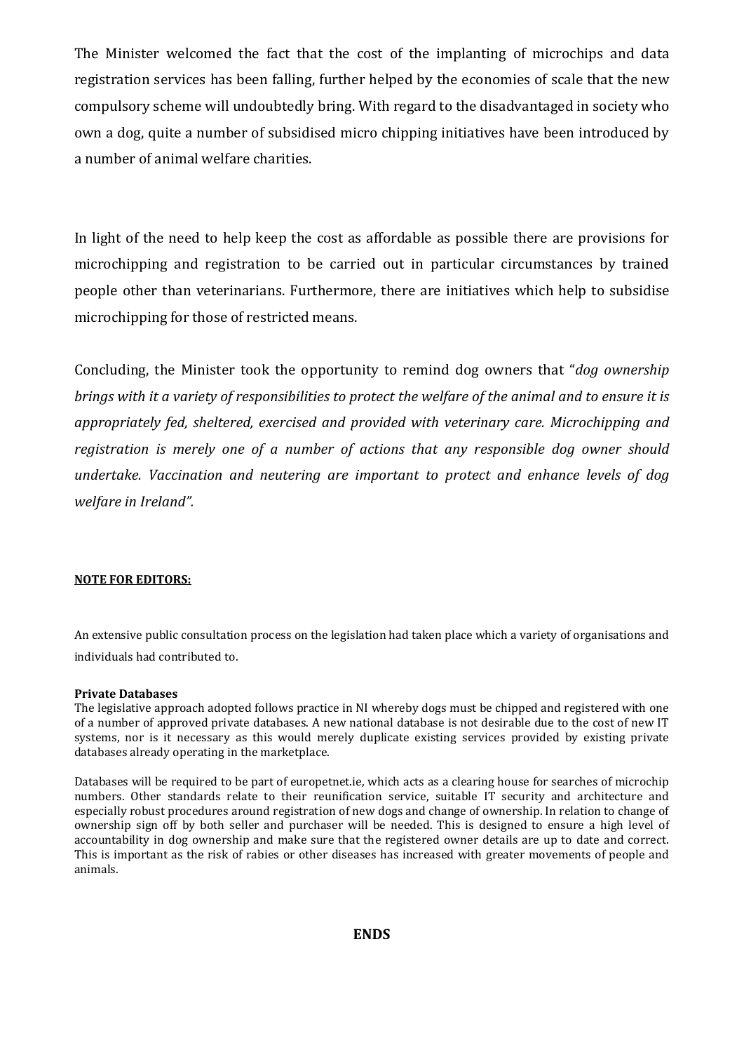The Minister welcomed the fact that the cost of the implanting of microchips and data registration services has been falling, further helped by the economies of scale that the new compulsory scheme will undoubtedly bring. With regard to the disadvantaged in society who own a dog, quite a number of subsidised micro chipping initiatives have been introduced by a number of animal welfare charities.

In light of the need to help keep the cost as affordable as possible there are provisions for microchipping and registration to be carried out in particular circumstances by trained people other than veterinarians. Furthermore, there are initiatives which help to subsidise microchipping for those of restricted means.

Concluding, the Minister took the opportunity to remind dog owners that "*dog ownership brings with it a variety of responsibilities to protect the welfare of the animal and to ensure it is appropriately fed, sheltered, exercised and provided with veterinary care. Microchipping and registration is merely one of a number of actions that any responsible dog owner should undertake. Vaccination and neutering are important to protect and enhance levels of dog welfare in Ireland".*

**NOTE FOR EDITORS:**

An extensive public consultation process on the legislation had taken place which a variety of organisations and individuals had contributed to.

**Private Databases**

The legislative approach adopted follows practice in NI whereby dogs must be chipped and registered with one of a number of approved private databases. A new national database is not desirable due to the cost of new IT systems, nor is it necessary as this would merely duplicate existing services provided by existing private databases already operating in the marketplace.

Databases will be required to be part of europetnet.ie, which acts as a clearing house for searches of microchip numbers. Other standards relate to their reunification service, suitable IT security and architecture and especially robust procedures around registration of new dogs and change of ownership. In relation to change of ownership sign off by both seller and purchaser will be needed. This is designed to ensure a high level of accountability in dog ownership and make sure that the registered owner details are up to date and correct. This is important as the risk of rabies or other diseases has increased with greater movements of people and animals.

**ENDS**